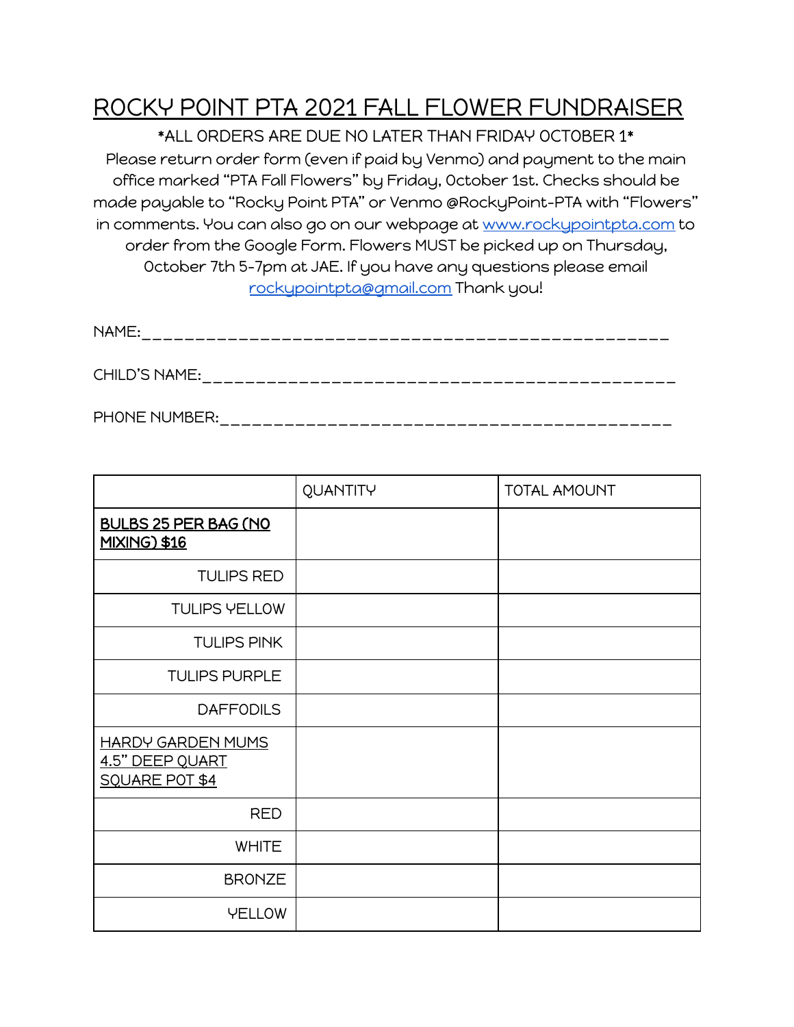# ROCKY POINT PTA 2021 FALL FLOWER FUNDRAISER

*ALL ORDERS ARE DUE NO LATER THAN FRIDAY OCTOBER 1*

Please return order form (even if paid by Venmo) and payment to the main office marked "PTA Fall Flowers" by Friday, October 1st. Checks should be made payable to "Rocky Point PTA" or Venmo @RockyPoint-PTA with "Flowers" in comments. You can also go on our webpage at www.rockypointpta.com to order from the Google Form. Flowers MUST be picked up on Thursday, October 7th 5-7pm at JAE. If you have any questions please email rockypointpta@gmail.com Thank you!

NAME:_______________________________________________

CHILD'S NAME:__________________________________________

PHONE NUMBER:_________________________________________

| | QUANTITY | TOTAL AMOUNT |
|---|---|---|
| BULBS 25 PER BAG (NO MIXING) $16 | | |
| TULIPS RED | | |
| TULIPS YELLOW | | |
| TULIPS PINK | | |
| TULIPS PURPLE | | |
| DAFFODILS | | |
| HARDY GARDEN MUMS 4.5" DEEP QUART SQUARE POT $4 | | |
| RED | | |
| WHITE | | |
| BRONZE | | |
| YELLOW | | |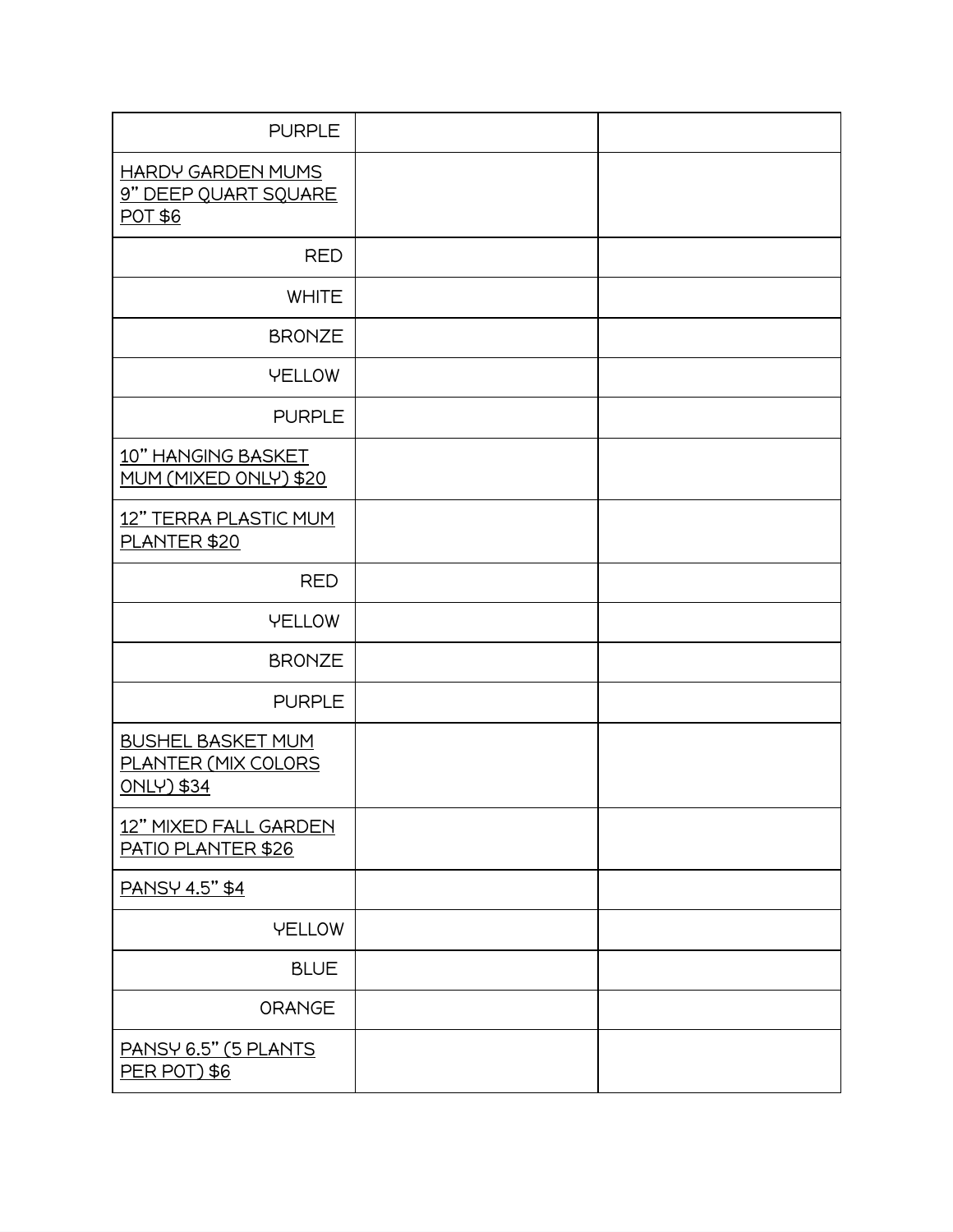| | | |
|---|---|---|
| PURPLE | | |
| HARDY GARDEN MUMS 9" DEEP QUART SQUARE POT $6 | | |
| RED | | |
| WHITE | | |
| BRONZE | | |
| YELLOW | | |
| PURPLE | | |
| 10" HANGING BASKET MUM (MIXED ONLY) $20 | | |
| 12" TERRA PLASTIC MUM PLANTER $20 | | |
| RED | | |
| YELLOW | | |
| BRONZE | | |
| PURPLE | | |
| BUSHEL BASKET MUM PLANTER (MIX COLORS ONLY) $34 | | |
| 12" MIXED FALL GARDEN PATIO PLANTER $26 | | |
| PANSY 4.5" $4 | | |
| YELLOW | | |
| BLUE | | |
| ORANGE | | |
| PANSY 6.5" (5 PLANTS PER POT) $6 | | |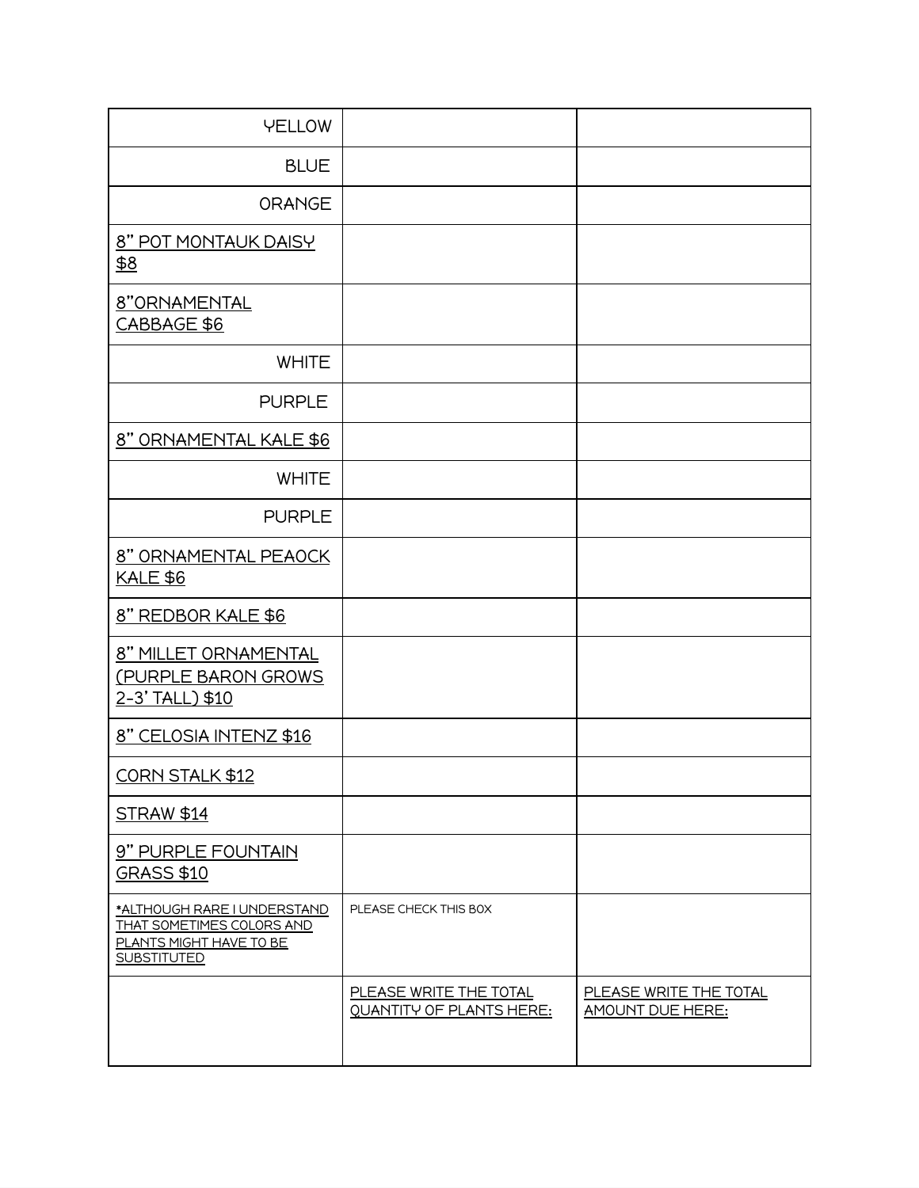| | | |
|---|---|---|
| YELLOW | | |
| BLUE | | |
| ORANGE | | |
| 8" POT MONTAUK DAISY $8 | | |
| 8"ORNAMENTAL CABBAGE $6 | | |
| WHITE | | |
| PURPLE | | |
| 8" ORNAMENTAL KALE $6 | | |
| WHITE | | |
| PURPLE | | |
| 8" ORNAMENTAL PEAOCK KALE $6 | | |
| 8" REDBOR KALE $6 | | |
| 8" MILLET ORNAMENTAL (PURPLE BARON GROWS 2-3' TALL) $10 | | |
| 8" CELOSIA INTENZ $16 | | |
| CORN STALK $12 | | |
| STRAW $14 | | |
| 9" PURPLE FOUNTAIN GRASS $10 | | |
| *ALTHOUGH RARE I UNDERSTAND THAT SOMETIMES COLORS AND PLANTS MIGHT HAVE TO BE SUBSTITUTED | PLEASE CHECK THIS BOX | |
| | PLEASE WRITE THE TOTAL QUANTITY OF PLANTS HERE: | PLEASE WRITE THE TOTAL AMOUNT DUE HERE: |